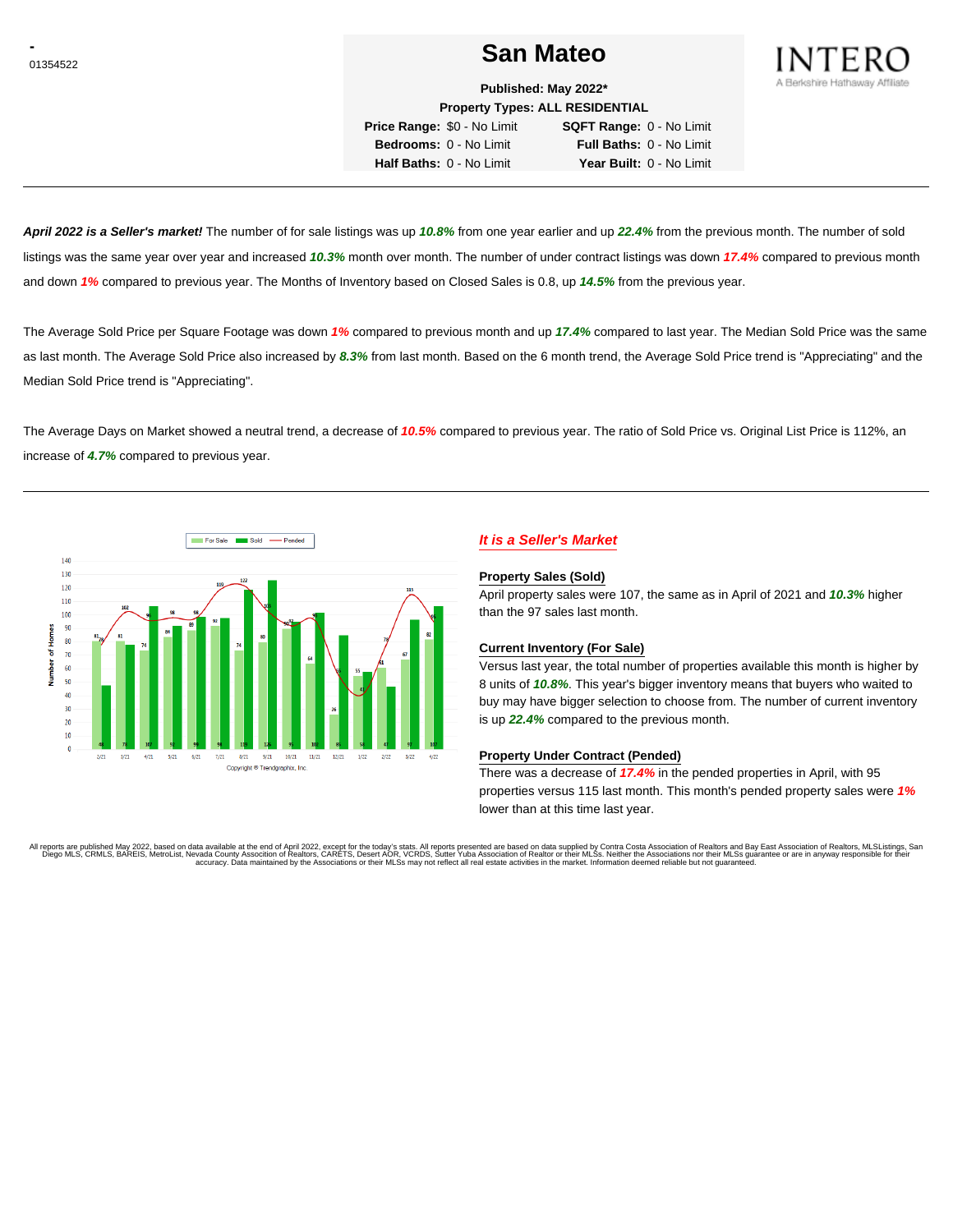-
01354522

# San Mateo

INTERO
A Berkshire Hathaway Affiliate

**Published: May 2022***
**Property Types: ALL RESIDENTIAL**

| | | | |
|---|---|---|---|
| **Price Range:** | $0 - No Limit | **SQFT Range:** | 0 - No Limit |
| **Bedrooms:** | 0 - No Limit | **Full Baths:** | 0 - No Limit |
| **Half Baths:** | 0 - No Limit | **Year Built:** | 0 - No Limit |

***April 2022 is a Seller's market!*** The number of for sale listings was up ***10.8%*** from one year earlier and up ***22.4%*** from the previous month. The number of sold listings was the same year over year and increased ***10.3%*** month over month. The number of under contract listings was down ***17.4%*** compared to previous month and down ***1%*** compared to previous year. The Months of Inventory based on Closed Sales is 0.8, up ***14.5%*** from the previous year.

The Average Sold Price per Square Footage was down ***1%*** compared to previous month and up ***17.4%*** compared to last year. The Median Sold Price was the same as last month. The Average Sold Price also increased by ***8.3%*** from last month. Based on the 6 month trend, the Average Sold Price trend is "Appreciating" and the Median Sold Price trend is "Appreciating".

The Average Days on Market showed a neutral trend, a decrease of ***10.5%*** compared to previous year. The ratio of Sold Price vs. Original List Price is 112%, an increase of ***4.7%*** compared to previous year.

Copyright © Trendgraphix, Inc.

## *It is a Seller's Market*

### Property Sales (Sold)

April property sales were 107, the same as in April of 2021 and ***10.3%*** higher than the 97 sales last month.

### Current Inventory (For Sale)

Versus last year, the total number of properties available this month is higher by 8 units of ***10.8%***. This year's bigger inventory means that buyers who waited to buy may have bigger selection to choose from. The number of current inventory is up ***22.4%*** compared to the previous month.

### Property Under Contract (Pended)

There was a decrease of ***17.4%*** in the pended properties in April, with 95 properties versus 115 last month. This month's pended property sales were ***1%*** lower than at this time last year.

All reports are published May 2022, based on data available at the end of April 2022, except for the today's stats. All reports presented are based on data supplied by Contra Costa Association of Realtors and Bay East Association of Realtors, MLSListings, San Diego MLS, CRMLS, BAREIS, MetroList, Nevada County Association of Realtors, CARETS, Desert AOR, VCRDS, Sutter Yuba Association of Realtor or their MLSs. Neither the Associations nor their MLSs guarantee or are in anyway responsible for their accuracy. Data maintained by the Associations or their MLSs may not reflect all real estate activities in the market. Information deemed reliable but not guaranteed.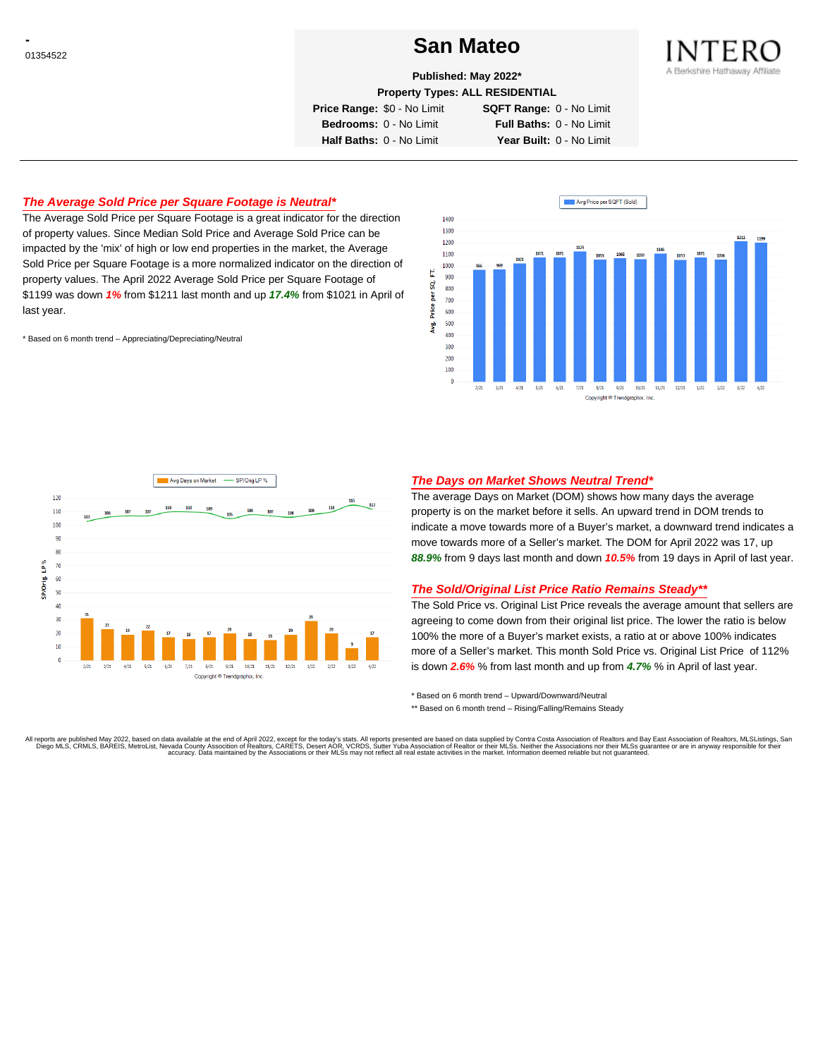-
01354522

# San Mateo

**Published: May 2022***

**Property Types: ALL RESIDENTIAL**

| | | | |
|---|---|---|---|
| **Price Range:** | $0 - No Limit | **SQFT Range:** | 0 - No Limit |
| **Bedrooms:** | 0 - No Limit | **Full Baths:** | 0 - No Limit |
| **Half Baths:** | 0 - No Limit | **Year Built:** | 0 - No Limit |

INTERO
A Berkshire Hathaway Affiliate

## *The Average Sold Price per Square Footage is Neutral**

The Average Sold Price per Square Footage is a great indicator for the direction of property values. Since Median Sold Price and Average Sold Price can be impacted by the 'mix' of high or low end properties in the market, the Average Sold Price per Square Footage is a more normalized indicator on the direction of property values. The April 2022 Average Sold Price per Square Footage of $1199 was down ***1%*** from $1211 last month and up ***17.4%*** from $1021 in April of last year.

\* Based on 6 month trend – Appreciating/Depreciating/Neutral

Avg Price per SQFT (Sold)

| Month | 2/21 | 3/21 | 4/21 | 5/21 | 6/21 | 7/21 | 8/21 | 9/21 | 10/21 | 11/21 | 12/21 | 1/22 | 2/22 | 3/22 | 4/22 |
|---|---|---|---|---|---|---|---|---|---|---|---|---|---|---|---|
| Avg. Price per SQ. FT. | 966 | 969 | 1021 | 1071 | 1071 | 1125 | 1055 | 1066 | 1059 | 1106 | 1055 | 1071 | 1056 | 1211 | 1199 |

Copyright ® Trendgraphix, Inc.

## *The Days on Market Shows Neutral Trend**

The average Days on Market (DOM) shows how many days the average property is on the market before it sells. An upward trend in DOM trends to indicate a move towards more of a Buyer's market, a downward trend indicates a move towards more of a Seller's market. The DOM for April 2022 was 17, up ***88.9%*** from 9 days last month and down ***10.5%*** from 19 days in April of last year.

## *The Sold/Original List Price Ratio Remains Steady***

The Sold Price vs. Original List Price reveals the average amount that sellers are agreeing to come down from their original list price. The lower the ratio is below 100% the more of a Buyer's market exists, a ratio at or above 100% indicates more of a Seller's market. This month Sold Price vs. Original List Price of 112% is down ***2.6%*** % from last month and up from ***4.7%*** % in April of last year.

Avg Days on Market / SP/Orig LP %

| Month | 2/21 | 3/21 | 4/21 | 5/21 | 6/21 | 7/21 | 8/21 | 9/21 | 10/21 | 11/21 | 12/21 | 1/22 | 2/22 | 3/22 | 4/22 |
|---|---|---|---|---|---|---|---|---|---|---|---|---|---|---|---|
| Avg Days on Market | 31 | 23 | 19 | 22 | 17 | 16 | 17 | 20 | 16 | 15 | 19 | 29 | 20 | 9 | 17 |
| SP/Orig LP % | 103 | 106 | 107 | 107 | 110 | 110 | 109 | 105 | 108 | 107 | 106 | 108 | 110 | 115 | 112 |

Copyright ® Trendgraphix, Inc.

\* Based on 6 month trend – Upward/Downward/Neutral

** Based on 6 month trend – Rising/Falling/Remains Steady

All reports are published May 2022, based on data available at the end of April 2022, except for the today's stats. All reports presented are based on data supplied by Contra Costa Association of Realtors and Bay East Association of Realtors, MLSListings, San Diego MLS, CRMLS, BAREIS, MetroList, Nevada County Association of Realtors, CARETS, Desert AOR, VCRDS, Sutter Yuba Association of Realtor or their MLSs. Neither the Associations nor their MLSs guarantee or are in anyway responsible for their accuracy. Data maintained by the Associations or their MLSs may not reflect all real estate activities in the market. Information deemed reliable but not guaranteed.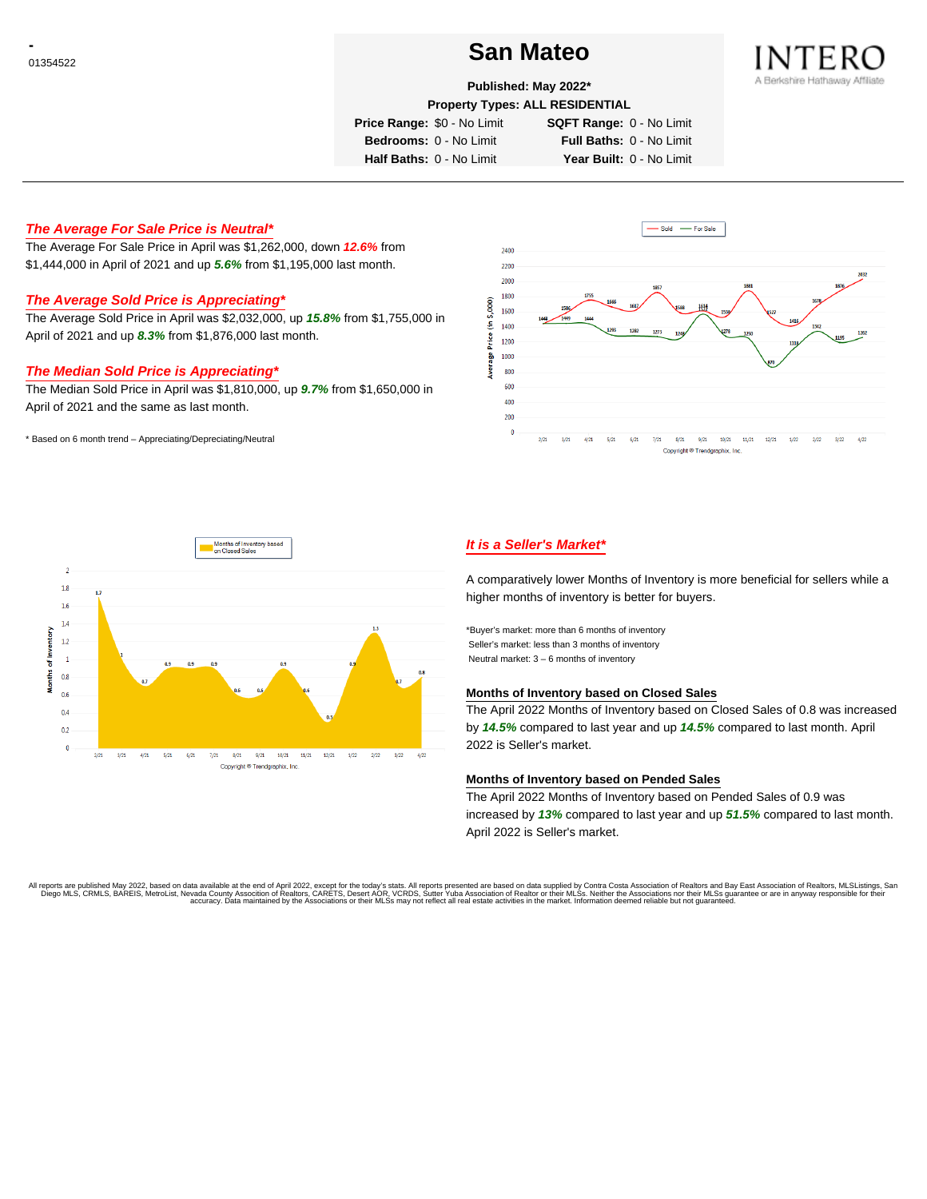# San Mateo

**Published: May 2022***

**Property Types: ALL RESIDENTIAL**

| | | | |
|---|---|---|---|
| **Price Range:** | $0 - No Limit | **SQFT Range:** | 0 - No Limit |
| **Bedrooms:** | 0 - No Limit | **Full Baths:** | 0 - No Limit |
| **Half Baths:** | 0 - No Limit | **Year Built:** | 0 - No Limit |

### *The Average For Sale Price is Neutral**

The Average For Sale Price in April was $1,262,000, down ***12.6%*** from $1,444,000 in April of 2021 and up ***5.6%*** from $1,195,000 last month.

### *The Average Sold Price is Appreciating**

The Average Sold Price in April was $2,032,000, up ***15.8%*** from $1,755,000 in April of 2021 and up ***8.3%*** from $1,876,000 last month.

### *The Median Sold Price is Appreciating**

The Median Sold Price in April was $1,810,000, up ***9.7%*** from $1,650,000 in April of 2021 and the same as last month.

* Based on 6 month trend – Appreciating/Depreciating/Neutral

### *It is a Seller's Market**

A comparatively lower Months of Inventory is more beneficial for sellers while a higher months of inventory is better for buyers.

*Buyer's market: more than 6 months of inventory
Seller's market: less than 3 months of inventory
Neutral market: 3 – 6 months of inventory

### Months of Inventory based on Closed Sales

The April 2022 Months of Inventory based on Closed Sales of 0.8 was increased by ***14.5%*** compared to last year and up ***14.5%*** compared to last month. April 2022 is Seller's market.

### Months of Inventory based on Pended Sales

The April 2022 Months of Inventory based on Pended Sales of 0.9 was increased by ***13%*** compared to last year and up ***51.5%*** compared to last month. April 2022 is Seller's market.

All reports are published May 2022, based on data available at the end of April 2022, except for the today's stats. All reports presented are based on data supplied by Contra Costa Association of Realtors and Bay East Association of Realtors, MLSListings, San Diego MLS, CRMLS, BAREIS, MetroList, Nevada County Association of Realtors, CARETS, Desert AOR, VCRDS, Sutter Yuba Association of Realtor or their MLSs. Neither the Associations nor their MLSs guarantee or are in anyway responsible for their accuracy. Data maintained by the Associations or their MLSs may not reflect all real estate activities in the market. Information deemed reliable but not guaranteed.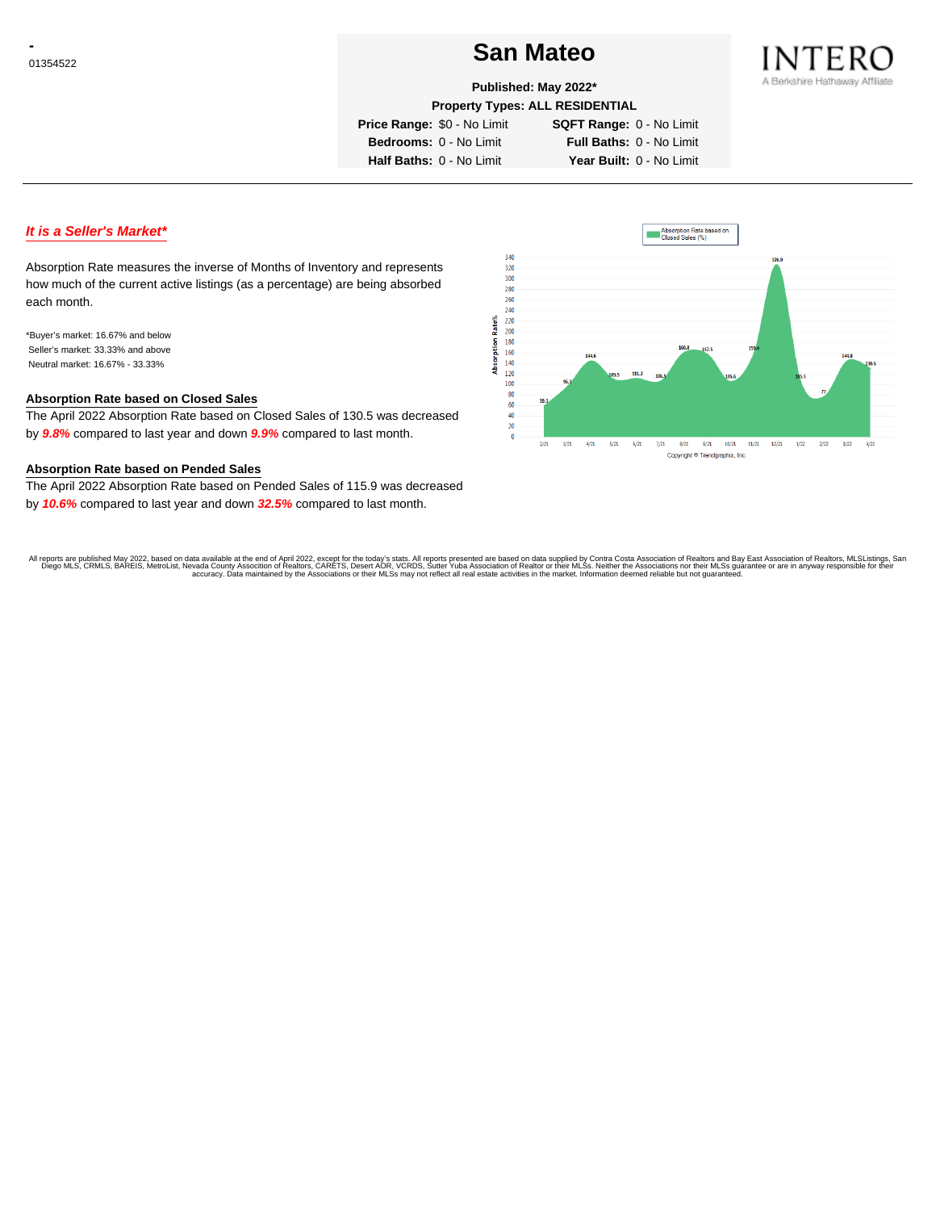-
01354522

# San Mateo

INTERO
A Berkshire Hathaway Affiliate

**Published: May 2022***

**Property Types: ALL RESIDENTIAL**

**Price Range:** $0 - No Limit **SQFT Range:** 0 - No Limit
**Bedrooms:** 0 - No Limit **Full Baths:** 0 - No Limit
**Half Baths:** 0 - No Limit **Year Built:** 0 - No Limit

---

## *It is a Seller's Market**

Absorption Rate measures the inverse of Months of Inventory and represents how much of the current active listings (as a percentage) are being absorbed each month.

*Buyer's market: 16.67% and below
Seller's market: 33.33% and above
Neutral market: 16.67% - 33.33%

### Absorption Rate based on Closed Sales

The April 2022 Absorption Rate based on Closed Sales of 130.5 was decreased by ***9.8%*** compared to last year and down ***9.9%*** compared to last month.

### Absorption Rate based on Pended Sales

The April 2022 Absorption Rate based on Pended Sales of 115.9 was decreased by ***10.6%*** compared to last year and down ***32.5%*** compared to last month.

Absorption Rate based on Closed Sales (%)

Absorption Rate%

340
320
300
280
260
240
220
200
180
160
140
120
100
80
60
40
20
0

59.3, 96.3, 144.6, 105.5, 111.2, 106.5, 160.8, 157.5, 105.6, 159.4, 326.9, 115.5, 77, 144.8, 130.5

2/21 3/21 4/21 5/21 6/21 7/21 8/21 9/21 10/21 11/21 12/21 1/22 2/22 3/22 4/22

Copyright ® Trendgraphix, Inc.

All reports are published May 2022, based on data available at the end of April 2022, except for the today's stats. All reports presented are based on data supplied by Contra Costa Association of Realtors and Bay East Association of Realtors, MLSListings, San Diego MLS, CRMLS, BAREIS, MetroList, Nevada County Association of Realtors, CARETS, Desert AOR, VCRDS, Sutter Yuba Association of Realtor or their MLSs. Neither the Associations nor their MLSs guarantee or are in anyway responsible for their accuracy. Data maintained by the Associations or their MLSs may not reflect all real estate activities in the market. Information deemed reliable but not guaranteed.